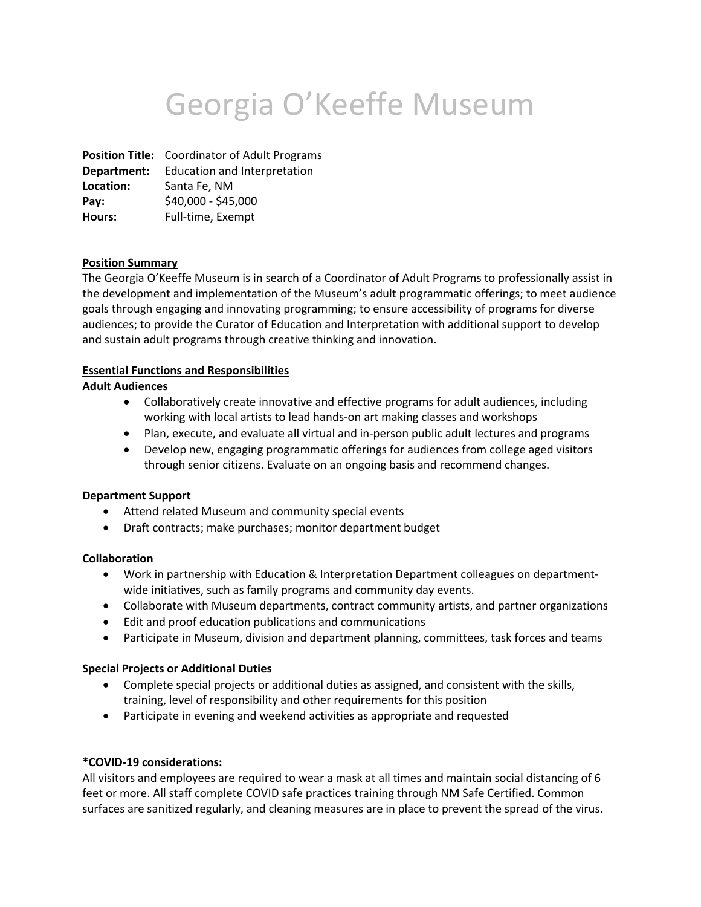# Georgia O'Keeffe Museum

**Position Title:** Coordinator of Adult Programs
**Department:** Education and Interpretation
**Location:** Santa Fe, NM
**Pay:** $40,000 - $45,000
**Hours:** Full-time, Exempt

## Position Summary

The Georgia O'Keeffe Museum is in search of a Coordinator of Adult Programs to professionally assist in the development and implementation of the Museum's adult programmatic offerings; to meet audience goals through engaging and innovating programming; to ensure accessibility of programs for diverse audiences; to provide the Curator of Education and Interpretation with additional support to develop and sustain adult programs through creative thinking and innovation.

## Essential Functions and Responsibilities

### Adult Audiences

- Collaboratively create innovative and effective programs for adult audiences, including working with local artists to lead hands-on art making classes and workshops
- Plan, execute, and evaluate all virtual and in-person public adult lectures and programs
- Develop new, engaging programmatic offerings for audiences from college aged visitors through senior citizens. Evaluate on an ongoing basis and recommend changes.

### Department Support

- Attend related Museum and community special events
- Draft contracts; make purchases; monitor department budget

### Collaboration

- Work in partnership with Education & Interpretation Department colleagues on department-wide initiatives, such as family programs and community day events.
- Collaborate with Museum departments, contract community artists, and partner organizations
- Edit and proof education publications and communications
- Participate in Museum, division and department planning, committees, task forces and teams

### Special Projects or Additional Duties

- Complete special projects or additional duties as assigned, and consistent with the skills, training, level of responsibility and other requirements for this position
- Participate in evening and weekend activities as appropriate and requested

**\*COVID-19 considerations:**

All visitors and employees are required to wear a mask at all times and maintain social distancing of 6 feet or more. All staff complete COVID safe practices training through NM Safe Certified. Common surfaces are sanitized regularly, and cleaning measures are in place to prevent the spread of the virus.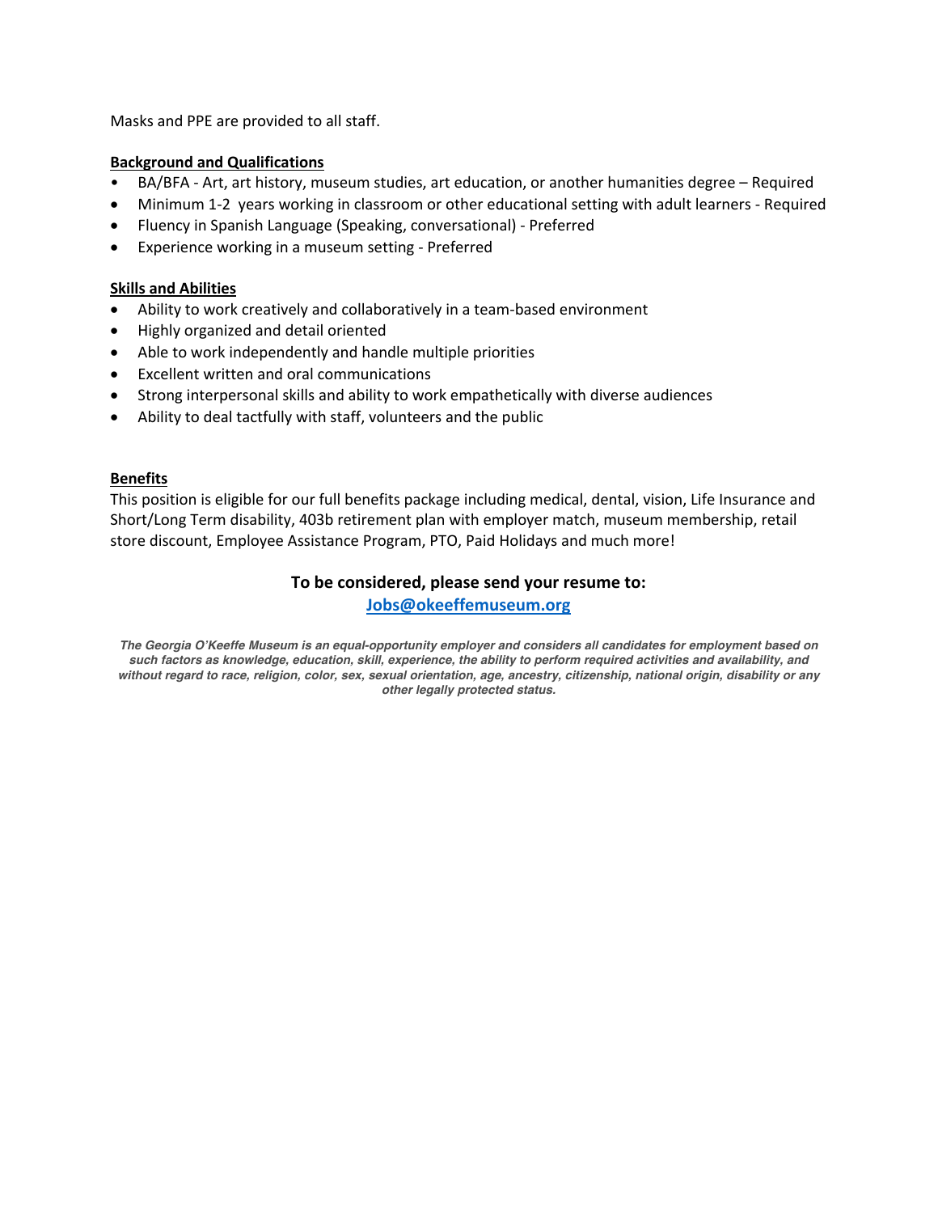Masks and PPE are provided to all staff.

**Background and Qualifications**

- BA/BFA - Art, art history, museum studies, art education, or another humanities degree – Required
- Minimum 1-2 years working in classroom or other educational setting with adult learners - Required
- Fluency in Spanish Language (Speaking, conversational) - Preferred
- Experience working in a museum setting - Preferred

**Skills and Abilities**

- Ability to work creatively and collaboratively in a team-based environment
- Highly organized and detail oriented
- Able to work independently and handle multiple priorities
- Excellent written and oral communications
- Strong interpersonal skills and ability to work empathetically with diverse audiences
- Ability to deal tactfully with staff, volunteers and the public

**Benefits**

This position is eligible for our full benefits package including medical, dental, vision, Life Insurance and Short/Long Term disability, 403b retirement plan with employer match, museum membership, retail store discount, Employee Assistance Program, PTO, Paid Holidays and much more!

**To be considered, please send your resume to:**

**[Jobs@okeeffemuseum.org](mailto:Jobs@okeeffemuseum.org)**

***The Georgia O'Keeffe Museum is an equal-opportunity employer and considers all candidates for employment based on such factors as knowledge, education, skill, experience, the ability to perform required activities and availability, and without regard to race, religion, color, sex, sexual orientation, age, ancestry, citizenship, national origin, disability or any other legally protected status.***